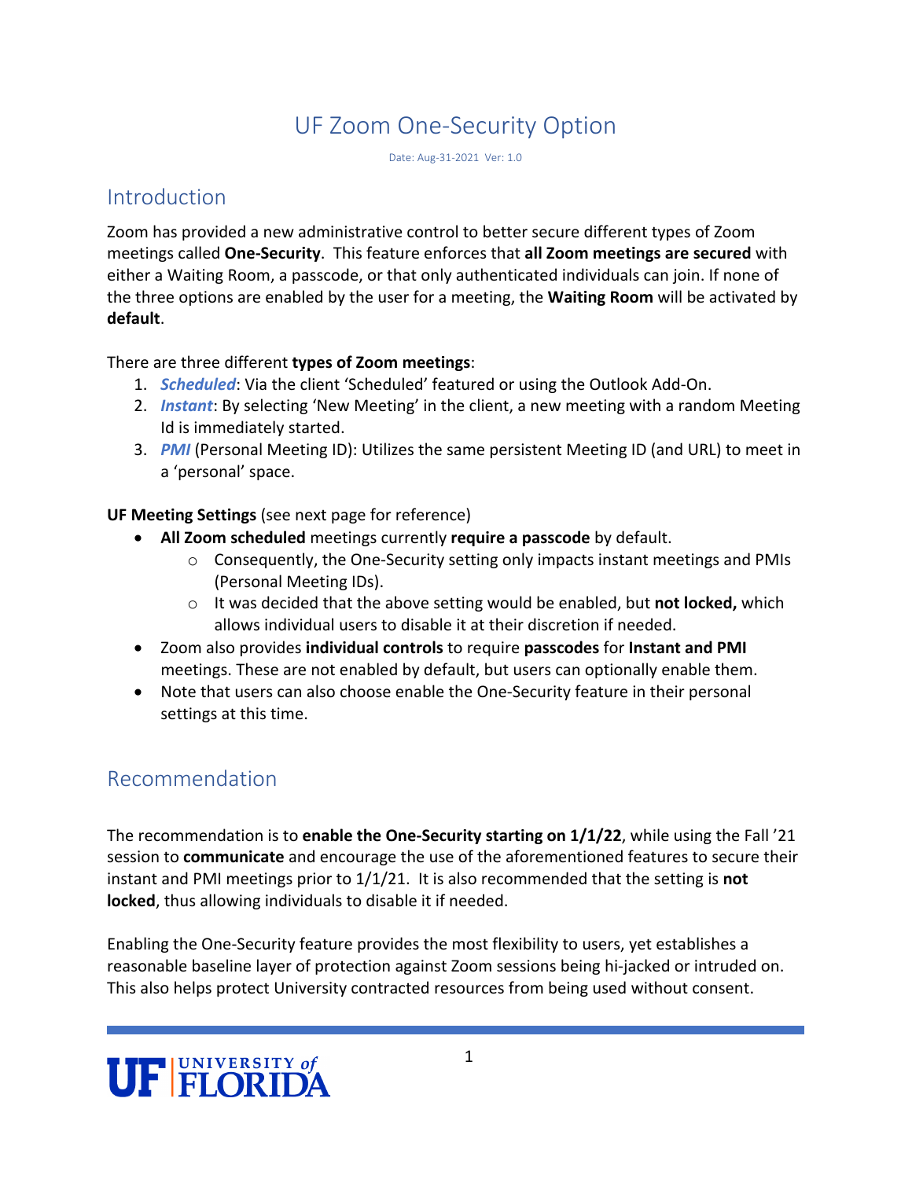# UF Zoom One-Security Option

Date: Aug-31-2021 Ver: 1.0

## Introduction

Zoom has provided a new administrative control to better secure different types of Zoom meetings called **One-Security**. This feature enforces that **all Zoom meetings are secured** with either a Waiting Room, a passcode, or that only authenticated individuals can join. If none of the three options are enabled by the user for a meeting, the **Waiting Room** will be activated by **default**.

There are three different **types of Zoom meetings**:

1. ***Scheduled***: Via the client 'Scheduled' featured or using the Outlook Add-On.
2. ***Instant***: By selecting 'New Meeting' in the client, a new meeting with a random Meeting Id is immediately started.
3. ***PMI*** (Personal Meeting ID): Utilizes the same persistent Meeting ID (and URL) to meet in a 'personal' space.

**UF Meeting Settings** (see next page for reference)

- **All Zoom scheduled** meetings currently **require a passcode** by default.
  - Consequently, the One-Security setting only impacts instant meetings and PMIs (Personal Meeting IDs).
  - It was decided that the above setting would be enabled, but **not locked,** which allows individual users to disable it at their discretion if needed.
- Zoom also provides **individual controls** to require **passcodes** for **Instant and PMI** meetings. These are not enabled by default, but users can optionally enable them.
- Note that users can also choose enable the One-Security feature in their personal settings at this time.

## Recommendation

The recommendation is to **enable the One-Security starting on 1/1/22**, while using the Fall '21 session to **communicate** and encourage the use of the aforementioned features to secure their instant and PMI meetings prior to 1/1/21. It is also recommended that the setting is **not locked**, thus allowing individuals to disable it if needed.

Enabling the One-Security feature provides the most flexibility to users, yet establishes a reasonable baseline layer of protection against Zoom sessions being hi-jacked or intruded on. This also helps protect University contracted resources from being used without consent.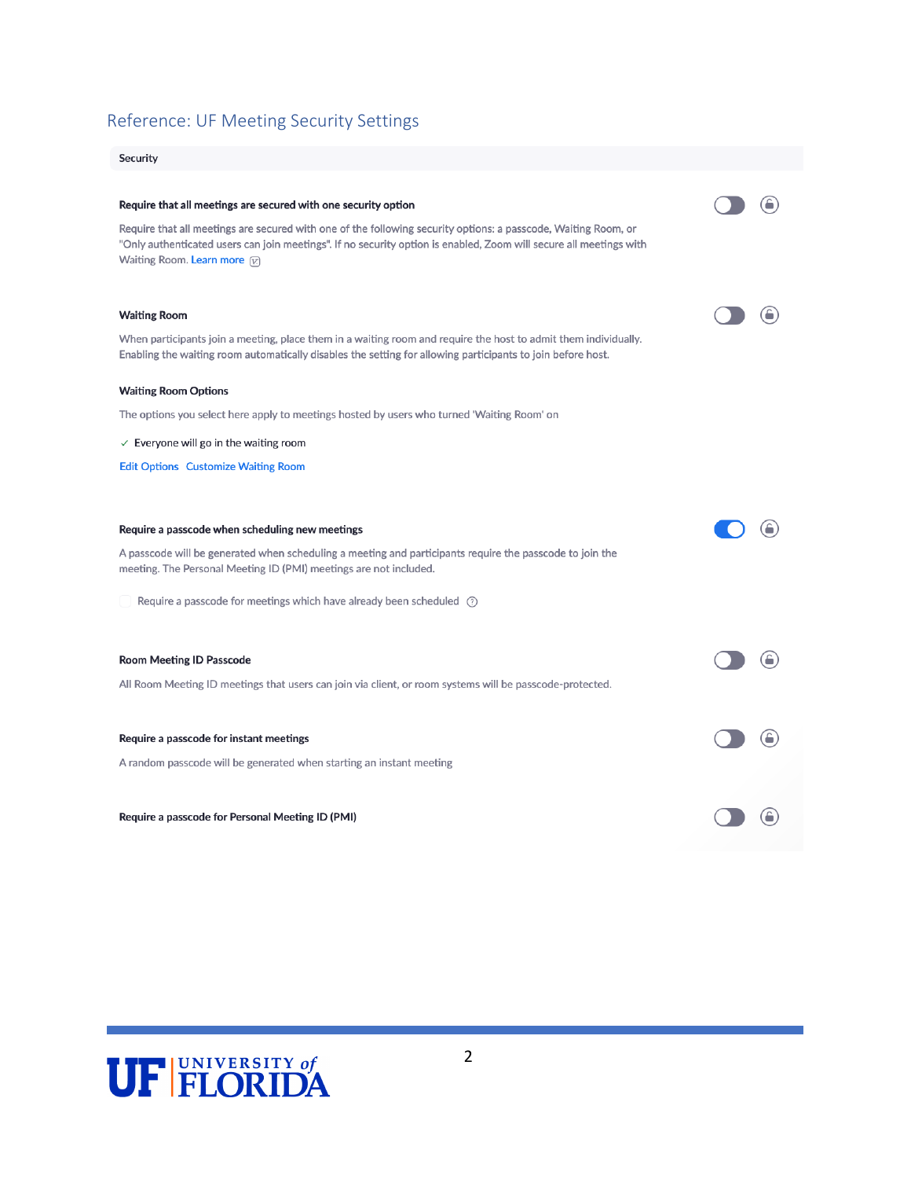## Reference: UF Meeting Security Settings

**Security**

**Require that all meetings are secured with one security option**

Require that all meetings are secured with one of the following security options: a passcode, Waiting Room, or "Only authenticated users can join meetings". If no security option is enabled, Zoom will secure all meetings with Waiting Room. Learn more

**Waiting Room**

When participants join a meeting, place them in a waiting room and require the host to admit them individually. Enabling the waiting room automatically disables the setting for allowing participants to join before host.

**Waiting Room Options**

The options you select here apply to meetings hosted by users who turned 'Waiting Room' on

✓ Everyone will go in the waiting room

Edit Options Customize Waiting Room

**Require a passcode when scheduling new meetings**

A passcode will be generated when scheduling a meeting and participants require the passcode to join the meeting. The Personal Meeting ID (PMI) meetings are not included.

Require a passcode for meetings which have already been scheduled

**Room Meeting ID Passcode**

All Room Meeting ID meetings that users can join via client, or room systems will be passcode-protected.

**Require a passcode for instant meetings**

A random passcode will be generated when starting an instant meeting

**Require a passcode for Personal Meeting ID (PMI)**